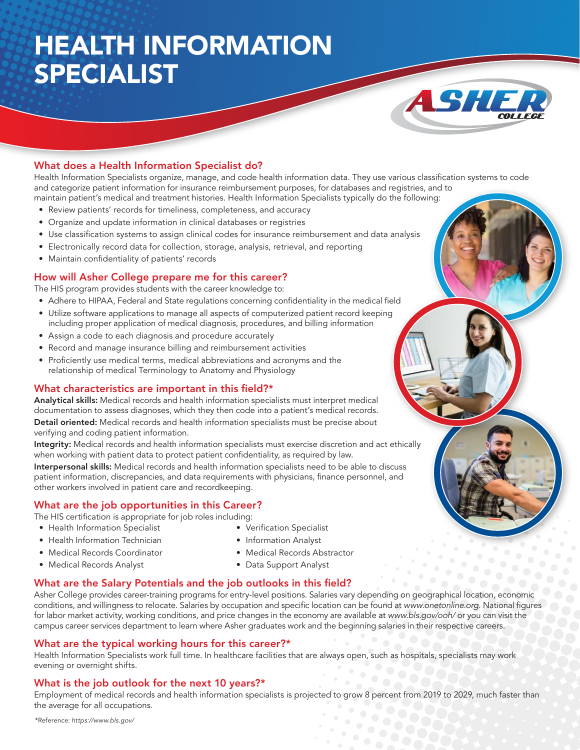# HEALTH INFORMATION SPECIALIST

## What does a Health Information Specialist do?

Health Information Specialists organize, manage, and code health information data. They use various classification systems to code and categorize patient information for insurance reimbursement purposes, for databases and registries, and to maintain patient's medical and treatment histories. Health Information Specialists typically do the following:

- Review patients' records for timeliness, completeness, and accuracy
- Organize and update information in clinical databases or registries
- Use classification systems to assign clinical codes for insurance reimbursement and data analysis
- Electronically record data for collection, storage, analysis, retrieval, and reporting
- Maintain confidentiality of patients' records

## How will Asher College prepare me for this career?

The HIS program provides students with the career knowledge to:

- Adhere to HIPAA, Federal and State regulations concerning confidentiality in the medical field
- Utilize software applications to manage all aspects of computerized patient record keeping including proper application of medical diagnosis, procedures, and billing information
- Assign a code to each diagnosis and procedure accurately
- Record and manage insurance billing and reimbursement activities
- Proficiently use medical terms, medical abbreviations and acronyms and the relationship of medical Terminology to Anatomy and Physiology

## What characteristics are important in this field?*

**Analytical skills:** Medical records and health information specialists must interpret medical documentation to assess diagnoses, which they then code into a patient's medical records.

**Detail oriented:** Medical records and health information specialists must be precise about verifying and coding patient information.

**Integrity:** Medical records and health information specialists must exercise discretion and act ethically when working with patient data to protect patient confidentiality, as required by law.

**Interpersonal skills:** Medical records and health information specialists need to be able to discuss patient information, discrepancies, and data requirements with physicians, finance personnel, and other workers involved in patient care and recordkeeping.

## What are the job opportunities in this Career?

The HIS certification is appropriate for job roles including:

- Health Information Specialist
- Health Information Technician
- Medical Records Coordinator
- Medical Records Analyst
- Verification Specialist
- Information Analyst
- Medical Records Abstractor
- Data Support Analyst

## What are the Salary Potentials and the job outlooks in this field?

Asher College provides career-training programs for entry-level positions. Salaries vary depending on geographical location, economic conditions, and willingness to relocate. Salaries by occupation and specific location can be found at *www.onetonline.org*. National figures for labor market activity, working conditions, and price changes in the economy are available at *www.bls.gov/ooh/* or you can visit the campus career services department to learn where Asher graduates work and the beginning salaries in their respective careers.

## What are the typical working hours for this career?*

Health Information Specialists work full time. In healthcare facilities that are always open, such as hospitals, specialists may work evening or overnight shifts.

## What is the job outlook for the next 10 years?*

Employment of medical records and health information specialists is projected to grow 8 percent from 2019 to 2029, much faster than the average for all occupations.

*Reference: *https://www.bls.gov/*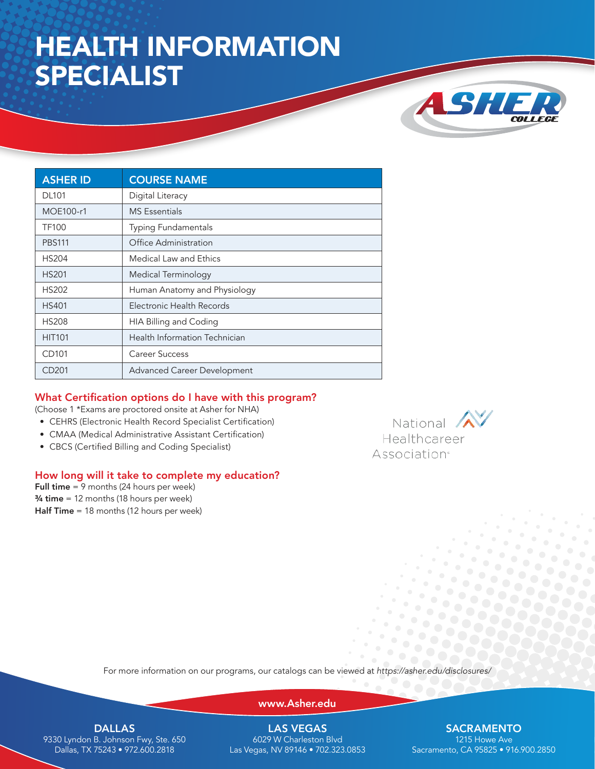# HEALTH INFORMATION SPECIALIST

| ASHER ID | COURSE NAME |
|---|---|
| DL101 | Digital Literacy |
| MOE100-r1 | MS Essentials |
| TF100 | Typing Fundamentals |
| PBS111 | Office Administration |
| HS204 | Medical Law and Ethics |
| HS201 | Medical Terminology |
| HS202 | Human Anatomy and Physiology |
| HS401 | Electronic Health Records |
| HS208 | HIA Billing and Coding |
| HIT101 | Health Information Technician |
| CD101 | Career Success |
| CD201 | Advanced Career Development |

## What Certification options do I have with this program?

(Choose 1 *Exams are proctored onsite at Asher for NHA)

- CEHRS (Electronic Health Record Specialist Certification)
- CMAA (Medical Administrative Assistant Certification)
- CBCS (Certified Billing and Coding Specialist)

National Healthcareer Association

## How long will it take to complete my education?

**Full time** = 9 months (24 hours per week)
**¾ time** = 12 months (18 hours per week)
**Half Time** = 18 months (12 hours per week)

For more information on our programs, our catalogs can be viewed at *https://asher.edu/disclosures/*

www.Asher.edu

**DALLAS**
9330 Lyndon B. Johnson Fwy, Ste. 650
Dallas, TX 75243 • 972.600.2818

**LAS VEGAS**
6029 W Charleston Blvd
Las Vegas, NV 89146 • 702.323.0853

**SACRAMENTO**
1215 Howe Ave
Sacramento, CA 95825 • 916.900.2850